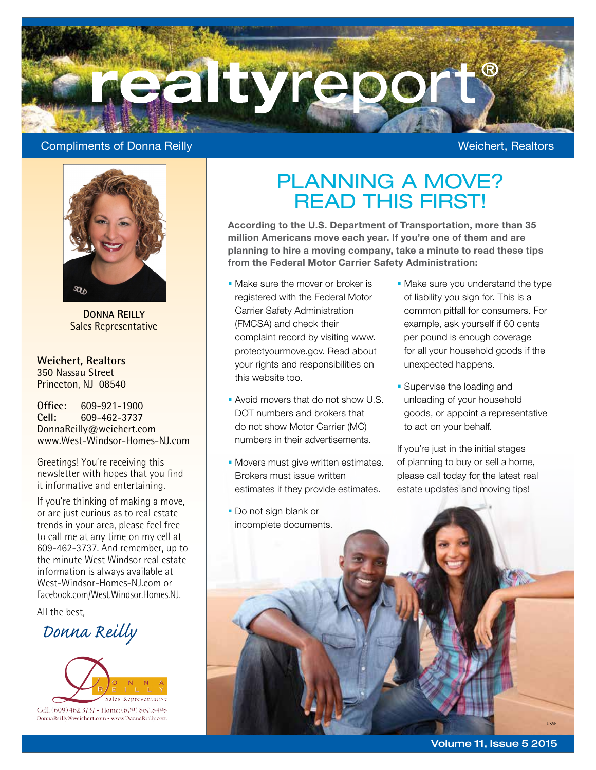# realtyreport®

Compliments of Donna Reilly — Weichert, Realtors

**Donna Reilly**
Sales Representative

**Weichert, Realtors**
350 Nassau Street
Princeton, NJ 08540

**Office:** 609-921-1900
**Cell:** 609-462-3737
DonnaReilly@weichert.com
www.West-Windsor-Homes-NJ.com

Greetings! You're receiving this newsletter with hopes that you find it informative and entertaining.

If you're thinking of making a move, or are just curious as to real estate trends in your area, please feel free to call me at any time on my cell at 609-462-3737. And remember, up to the minute West Windsor real estate information is always available at West-Windsor-Homes-NJ.com or Facebook.com/West.Windsor.Homes.NJ.

All the best,

*Donna Reilly*

Donna Reilly
Sales Representative
Cell: (609) 462.3737 • Home: (609) 860 8498
DonnaReilly@weichert.com • www.DonnaReilly.com

## PLANNING A MOVE? READ THIS FIRST!

**According to the U.S. Department of Transportation, more than 35 million Americans move each year. If you're one of them and are planning to hire a moving company, take a minute to read these tips from the Federal Motor Carrier Safety Administration:**

- Make sure the mover or broker is registered with the Federal Motor Carrier Safety Administration (FMCSA) and check their complaint record by visiting www.protectyourmove.gov. Read about your rights and responsibilities on this website too.
- Avoid movers that do not show U.S. DOT numbers and brokers that do not show Motor Carrier (MC) numbers in their advertisements.
- Movers must give written estimates. Brokers must issue written estimates if they provide estimates.
- Do not sign blank or incomplete documents.
- Make sure you understand the type of liability you sign for. This is a common pitfall for consumers. For example, ask yourself if 60 cents per pound is enough coverage for all your household goods if the unexpected happens.
- Supervise the loading and unloading of your household goods, or appoint a representative to act on your behalf.

If you're just in the initial stages of planning to buy or sell a home, please call today for the latest real estate updates and moving tips!

USSF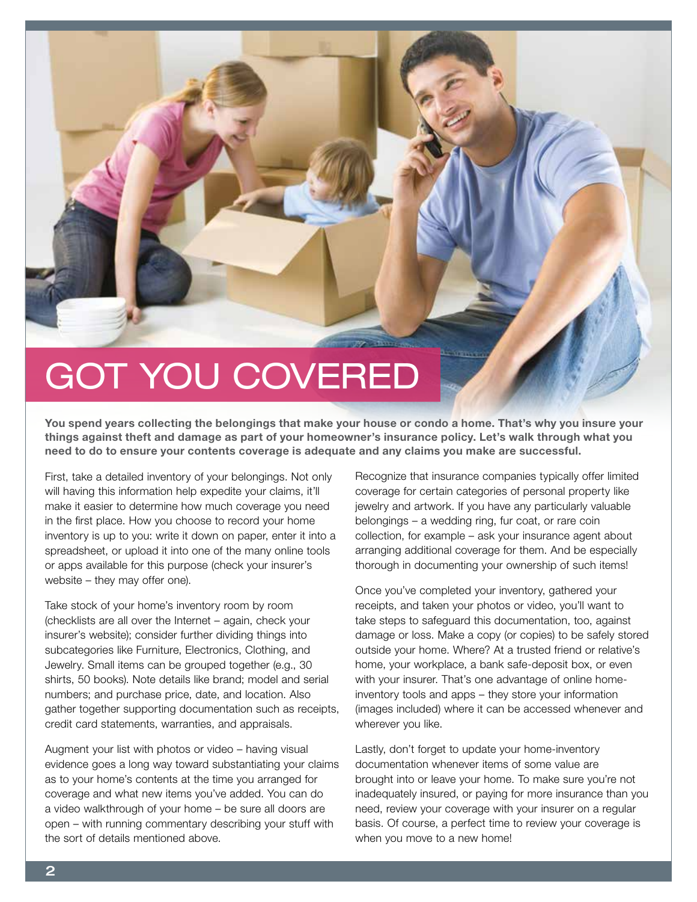# GOT YOU COVERED

**You spend years collecting the belongings that make your house or condo a home. That's why you insure your things against theft and damage as part of your homeowner's insurance policy. Let's walk through what you need to do to ensure your contents coverage is adequate and any claims you make are successful.**

First, take a detailed inventory of your belongings. Not only will having this information help expedite your claims, it'll make it easier to determine how much coverage you need in the first place. How you choose to record your home inventory is up to you: write it down on paper, enter it into a spreadsheet, or upload it into one of the many online tools or apps available for this purpose (check your insurer's website – they may offer one).

Take stock of your home's inventory room by room (checklists are all over the Internet – again, check your insurer's website); consider further dividing things into subcategories like Furniture, Electronics, Clothing, and Jewelry. Small items can be grouped together (e.g., 30 shirts, 50 books). Note details like brand; model and serial numbers; and purchase price, date, and location. Also gather together supporting documentation such as receipts, credit card statements, warranties, and appraisals.

Augment your list with photos or video – having visual evidence goes a long way toward substantiating your claims as to your home's contents at the time you arranged for coverage and what new items you've added. You can do a video walkthrough of your home – be sure all doors are open – with running commentary describing your stuff with the sort of details mentioned above.

Recognize that insurance companies typically offer limited coverage for certain categories of personal property like jewelry and artwork. If you have any particularly valuable belongings – a wedding ring, fur coat, or rare coin collection, for example – ask your insurance agent about arranging additional coverage for them. And be especially thorough in documenting your ownership of such items!

Once you've completed your inventory, gathered your receipts, and taken your photos or video, you'll want to take steps to safeguard this documentation, too, against damage or loss. Make a copy (or copies) to be safely stored outside your home. Where? At a trusted friend or relative's home, your workplace, a bank safe-deposit box, or even with your insurer. That's one advantage of online home-inventory tools and apps – they store your information (images included) where it can be accessed whenever and wherever you like.

Lastly, don't forget to update your home-inventory documentation whenever items of some value are brought into or leave your home. To make sure you're not inadequately insured, or paying for more insurance than you need, review your coverage with your insurer on a regular basis. Of course, a perfect time to review your coverage is when you move to a new home!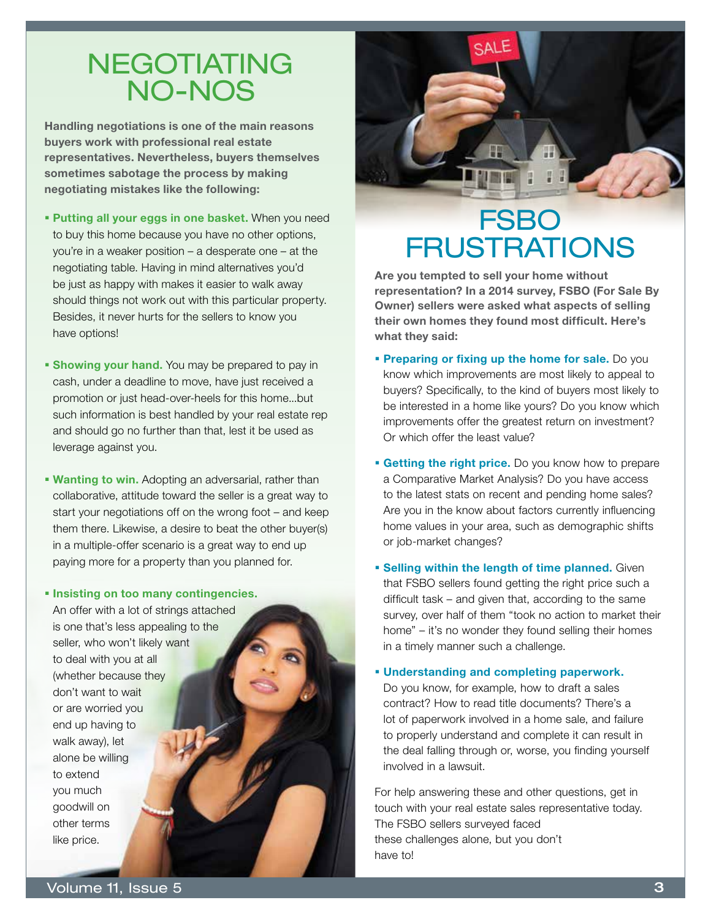# NEGOTIATING NO-NOS

**Handling negotiations is one of the main reasons buyers work with professional real estate representatives. Nevertheless, buyers themselves sometimes sabotage the process by making negotiating mistakes like the following:**

- **Putting all your eggs in one basket.** When you need to buy this home because you have no other options, you're in a weaker position – a desperate one – at the negotiating table. Having in mind alternatives you'd be just as happy with makes it easier to walk away should things not work out with this particular property. Besides, it never hurts for the sellers to know you have options!

- **Showing your hand.** You may be prepared to pay in cash, under a deadline to move, have just received a promotion or just head-over-heels for this home...but such information is best handled by your real estate rep and should go no further than that, lest it be used as leverage against you.

- **Wanting to win.** Adopting an adversarial, rather than collaborative, attitude toward the seller is a great way to start your negotiations off on the wrong foot – and keep them there. Likewise, a desire to beat the other buyer(s) in a multiple-offer scenario is a great way to end up paying more for a property than you planned for.

- **Insisting on too many contingencies.** An offer with a lot of strings attached is one that's less appealing to the seller, who won't likely want to deal with you at all (whether because they don't want to wait or are worried you end up having to walk away), let alone be willing to extend you much goodwill on other terms like price.

# FSBO FRUSTRATIONS

**Are you tempted to sell your home without representation? In a 2014 survey, FSBO (For Sale By Owner) sellers were asked what aspects of selling their own homes they found most difficult. Here's what they said:**

- **Preparing or fixing up the home for sale.** Do you know which improvements are most likely to appeal to buyers? Specifically, to the kind of buyers most likely to be interested in a home like yours? Do you know which improvements offer the greatest return on investment? Or which offer the least value?

- **Getting the right price.** Do you know how to prepare a Comparative Market Analysis? Do you have access to the latest stats on recent and pending home sales? Are you in the know about factors currently influencing home values in your area, such as demographic shifts or job-market changes?

- **Selling within the length of time planned.** Given that FSBO sellers found getting the right price such a difficult task – and given that, according to the same survey, over half of them "took no action to market their home" – it's no wonder they found selling their homes in a timely manner such a challenge.

- **Understanding and completing paperwork.** Do you know, for example, how to draft a sales contract? How to read title documents? There's a lot of paperwork involved in a home sale, and failure to properly understand and complete it can result in the deal falling through or, worse, you finding yourself involved in a lawsuit.

For help answering these and other questions, get in touch with your real estate sales representative today. The FSBO sellers surveyed faced these challenges alone, but you don't have to!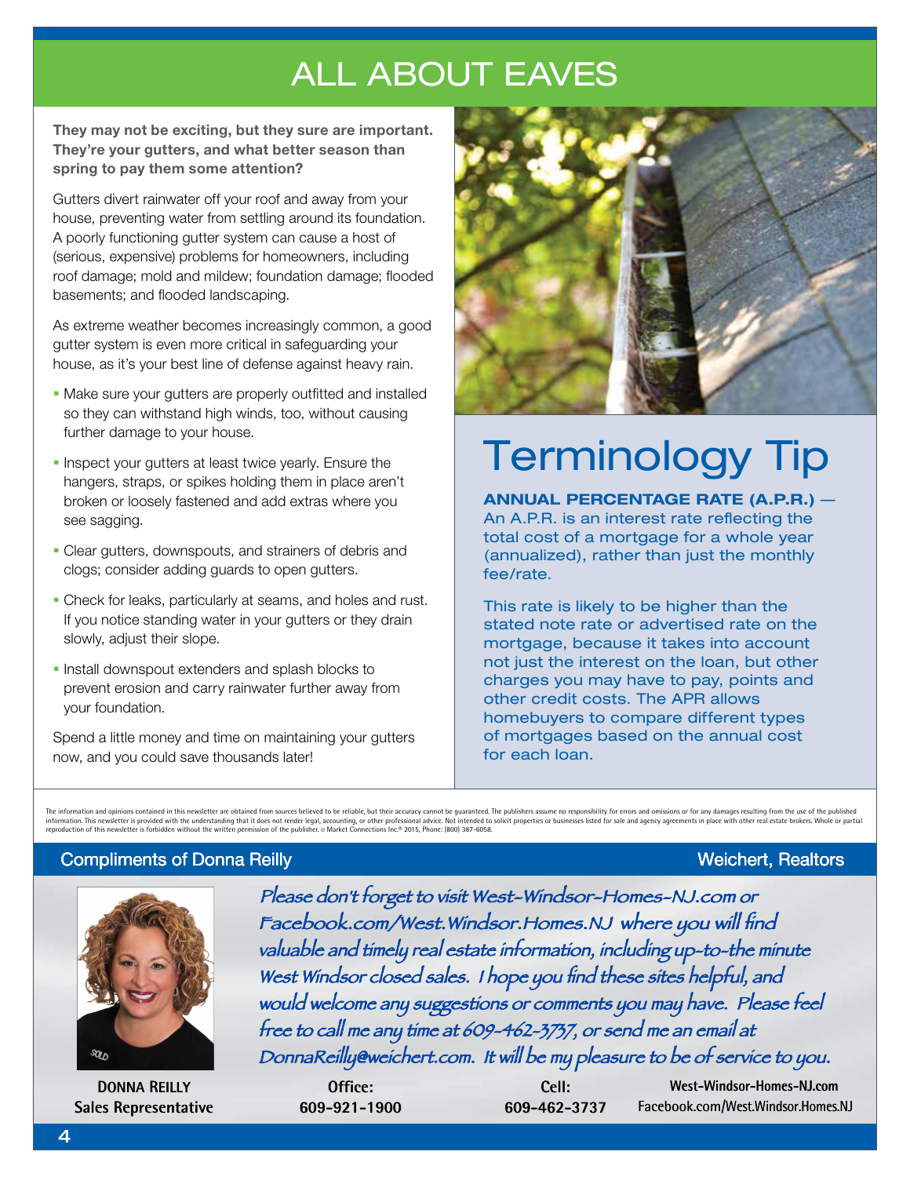# ALL ABOUT EAVES

**They may not be exciting, but they sure are important. They're your gutters, and what better season than spring to pay them some attention?**

Gutters divert rainwater off your roof and away from your house, preventing water from settling around its foundation. A poorly functioning gutter system can cause a host of (serious, expensive) problems for homeowners, including roof damage; mold and mildew; foundation damage; flooded basements; and flooded landscaping.

As extreme weather becomes increasingly common, a good gutter system is even more critical in safeguarding your house, as it's your best line of defense against heavy rain.

- Make sure your gutters are properly outfitted and installed so they can withstand high winds, too, without causing further damage to your house.
- Inspect your gutters at least twice yearly. Ensure the hangers, straps, or spikes holding them in place aren't broken or loosely fastened and add extras where you see sagging.
- Clear gutters, downspouts, and strainers of debris and clogs; consider adding guards to open gutters.
- Check for leaks, particularly at seams, and holes and rust. If you notice standing water in your gutters or they drain slowly, adjust their slope.
- Install downspout extenders and splash blocks to prevent erosion and carry rainwater further away from your foundation.

Spend a little money and time on maintaining your gutters now, and you could save thousands later!

## Terminology Tip

**ANNUAL PERCENTAGE RATE (A.P.R.)** — An A.P.R. is an interest rate reflecting the total cost of a mortgage for a whole year (annualized), rather than just the monthly fee/rate.

This rate is likely to be higher than the stated note rate or advertised rate on the mortgage, because it takes into account not just the interest on the loan, but other charges you may have to pay, points and other credit costs. The APR allows homebuyers to compare different types of mortgages based on the annual cost for each loan.

The information and opinions contained in this newsletter are obtained from sources believed to be reliable, but their accuracy cannot be guaranteed. The publishers assume no responsibility for errors and omissions or for any damages resulting from the use of the published information. This newsletter is provided with the understanding that it does not render legal, accounting, or other professional advice. Not intended to solicit properties or businesses listed for sale and agency agreements in place with other real estate brokers. Whole or partial reproduction of this newsletter is forbidden without the written permission of the publisher. © Market Connections Inc.® 2015, Phone: (800) 387-6058.

**Compliments of Donna Reilly** — **Weichert, Realtors**

*Please don't forget to visit West-Windsor-Homes-NJ.com or Facebook.com/West.Windsor.Homes.NJ where you will find valuable and timely real estate information, including up-to-the minute West Windsor closed sales. I hope you find these sites helpful, and would welcome any suggestions or comments you may have. Please feel free to call me any time at 609-462-3737, or send me an email at DonnaReilly@weichert.com. It will be my pleasure to be of service to you.*

**DONNA REILLY**
**Sales Representative**

**Office:** 609-921-1900

**Cell:** 609-462-3737

**West-Windsor-Homes-NJ.com**
Facebook.com/West.Windsor.Homes.NJ